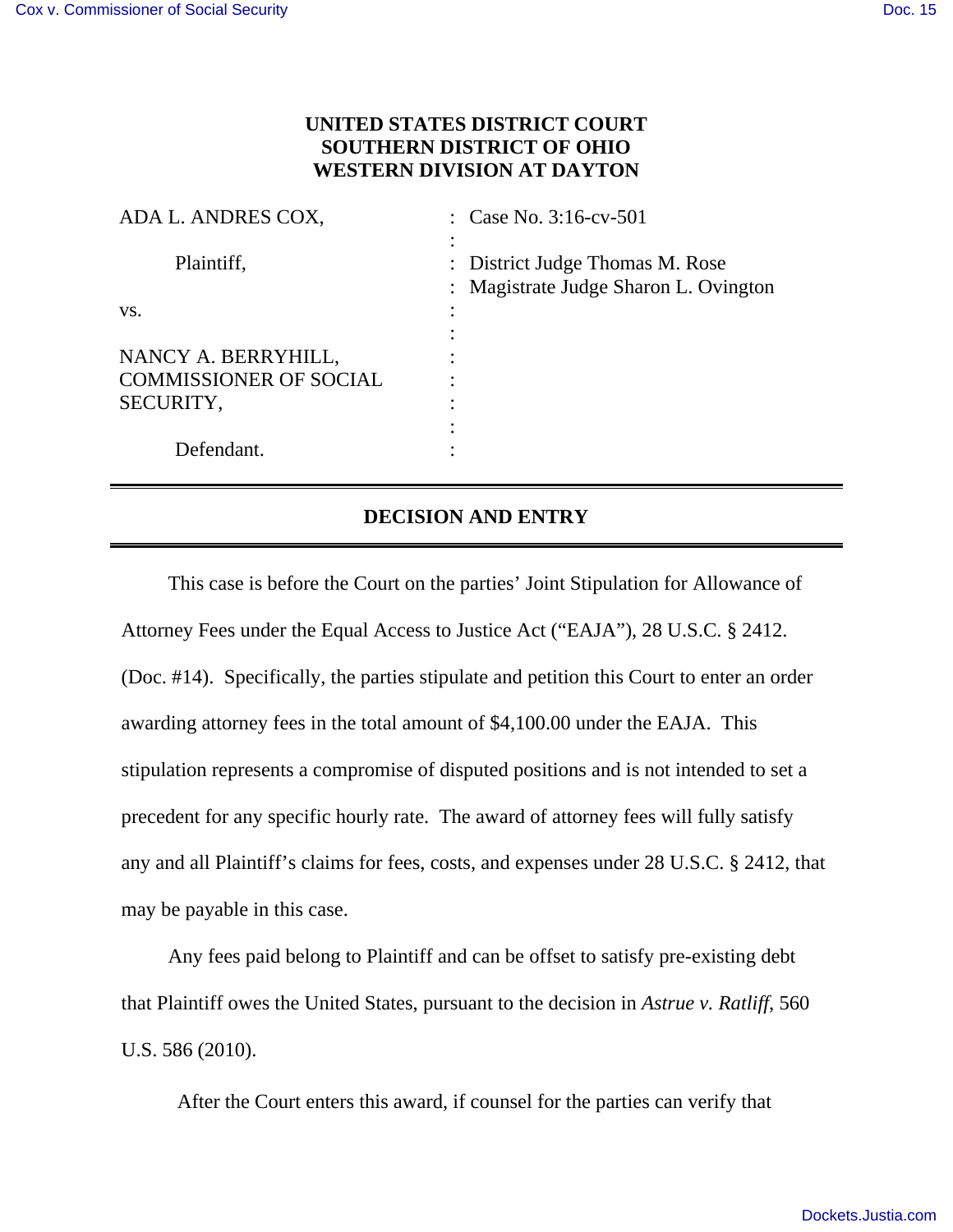**UNITED STATES DISTRICT COURT**
**SOUTHERN DISTRICT OF OHIO**
**WESTERN DIVISION AT DAYTON**

| | | |
|---|---|---|
| ADA L. ANDRES COX, | : | Case No. 3:16-cv-501 |
| | : | |
| Plaintiff, | : | District Judge Thomas M. Rose |
| | : | Magistrate Judge Sharon L. Ovington |
| vs. | : | |
| | : | |
| NANCY A. BERRYHILL, COMMISSIONER OF SOCIAL SECURITY, | : | |
| | : | |
| Defendant. | : | |

## DECISION AND ENTRY

This case is before the Court on the parties' Joint Stipulation for Allowance of Attorney Fees under the Equal Access to Justice Act ("EAJA"), 28 U.S.C. § 2412. (Doc. #14). Specifically, the parties stipulate and petition this Court to enter an order awarding attorney fees in the total amount of $4,100.00 under the EAJA. This stipulation represents a compromise of disputed positions and is not intended to set a precedent for any specific hourly rate. The award of attorney fees will fully satisfy any and all Plaintiff's claims for fees, costs, and expenses under 28 U.S.C. § 2412, that may be payable in this case.

Any fees paid belong to Plaintiff and can be offset to satisfy pre-existing debt that Plaintiff owes the United States, pursuant to the decision in *Astrue v. Ratliff*, 560 U.S. 586 (2010).

After the Court enters this award, if counsel for the parties can verify that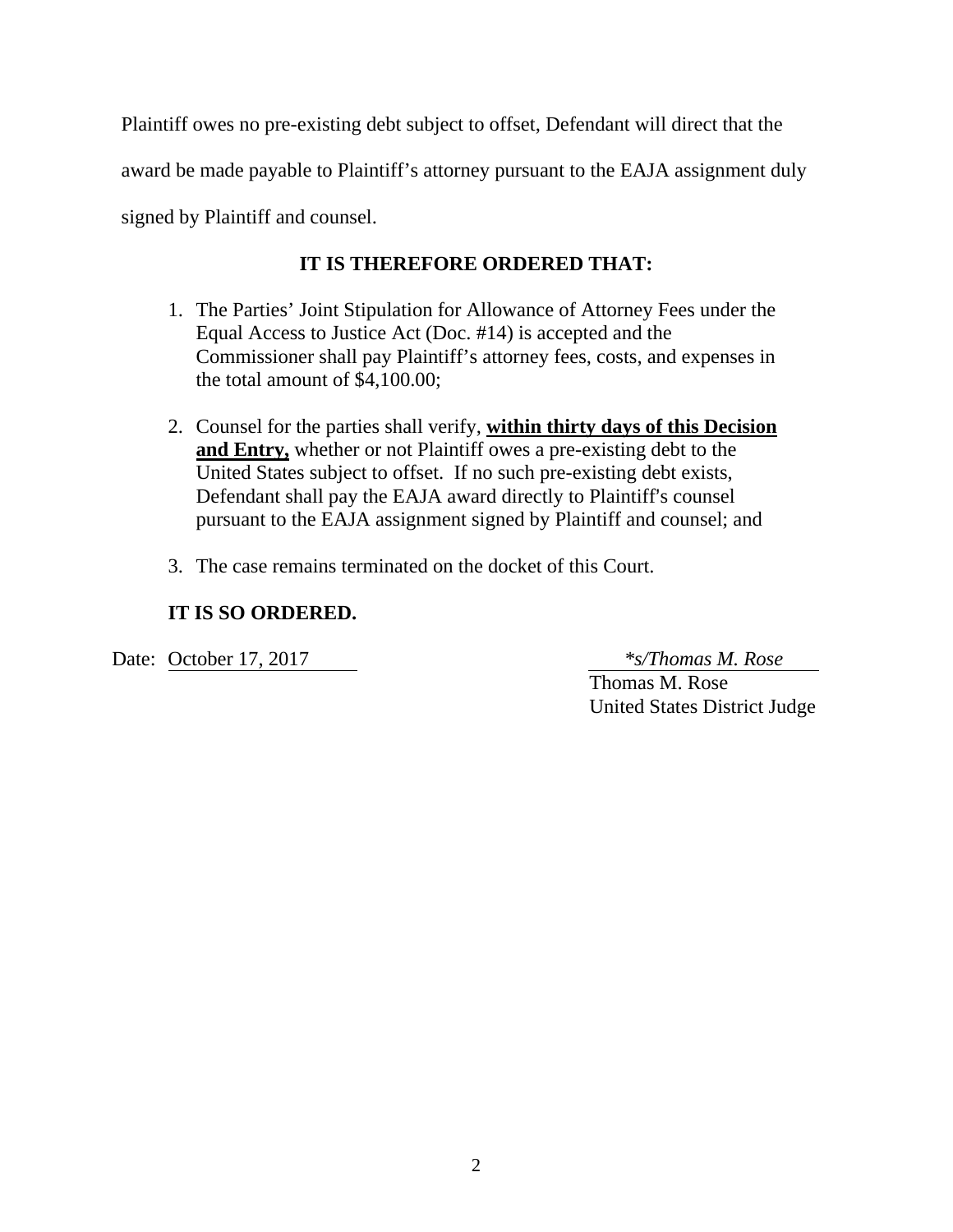Plaintiff owes no pre-existing debt subject to offset, Defendant will direct that the award be made payable to Plaintiff's attorney pursuant to the EAJA assignment duly signed by Plaintiff and counsel.

**IT IS THEREFORE ORDERED THAT:**

1. The Parties' Joint Stipulation for Allowance of Attorney Fees under the Equal Access to Justice Act (Doc. #14) is accepted and the Commissioner shall pay Plaintiff's attorney fees, costs, and expenses in the total amount of $4,100.00;

2. Counsel for the parties shall verify, **within thirty days of this Decision and Entry,** whether or not Plaintiff owes a pre-existing debt to the United States subject to offset. If no such pre-existing debt exists, Defendant shall pay the EAJA award directly to Plaintiff's counsel pursuant to the EAJA assignment signed by Plaintiff and counsel; and

3. The case remains terminated on the docket of this Court.

**IT IS SO ORDERED.**

Date: October 17, 2017

*\*s/Thomas M. Rose*

Thomas M. Rose
United States District Judge